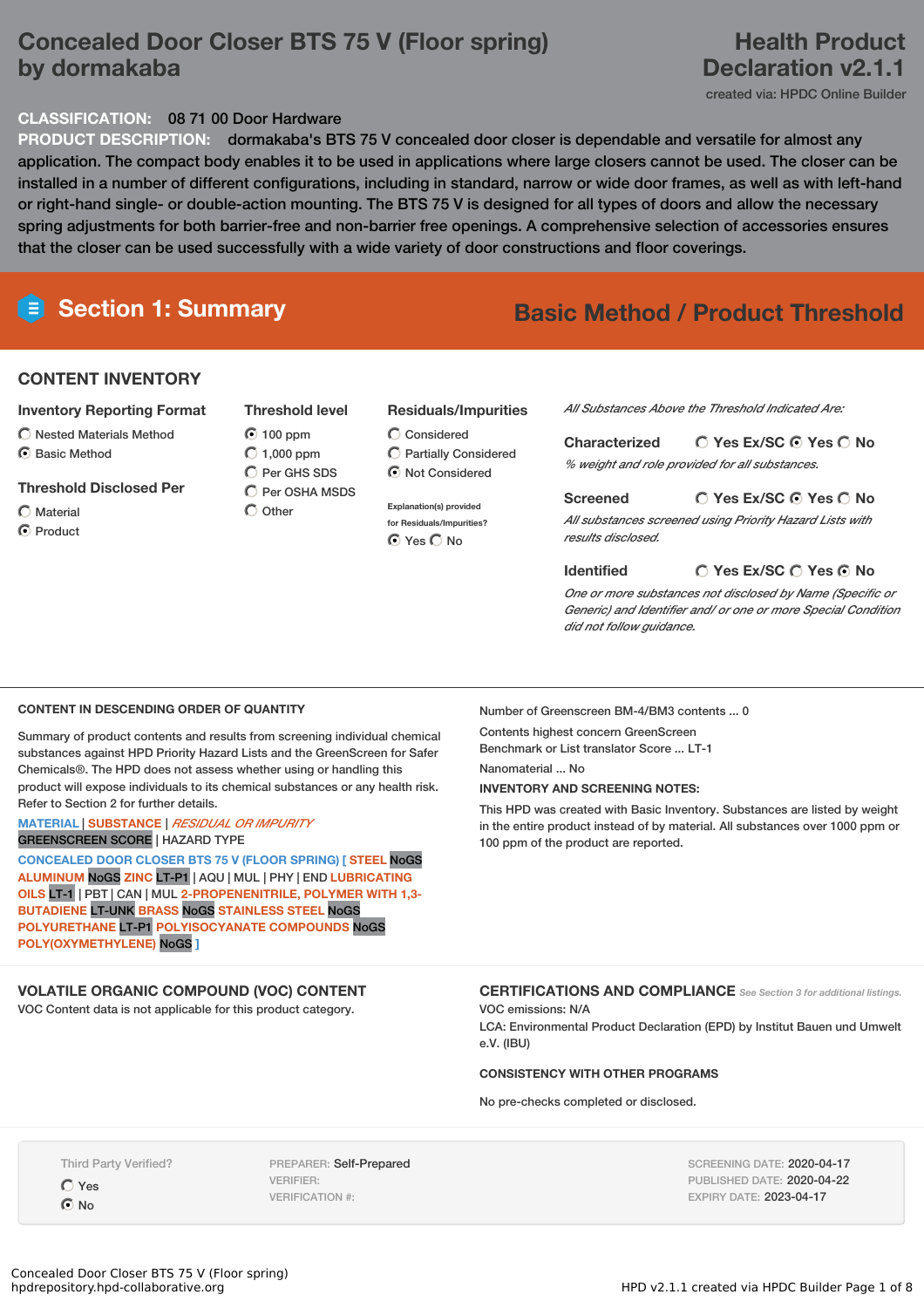# Concealed Door Closer BTS 75 V (Floor spring) by dormakaba

# Health Product Declaration v2.1.1

created via: HPDC Online Builder

**CLASSIFICATION:** 08 71 00 Door Hardware

**PRODUCT DESCRIPTION:** dormakaba's BTS 75 V concealed door closer is dependable and versatile for almost any application. The compact body enables it to be used in applications where large closers cannot be used. The closer can be installed in a number of different configurations, including in standard, narrow or wide door frames, as well as with left-hand or right-hand single- or double-action mounting. The BTS 75 V is designed for all types of doors and allow the necessary spring adjustments for both barrier-free and non-barrier free openings. A comprehensive selection of accessories ensures that the closer can be used successfully with a wide variety of door constructions and floor coverings.

## Section 1: Summary

**Basic Method / Product Threshold**

### CONTENT INVENTORY

**Inventory Reporting Format**

- ○ Nested Materials Method
- ◉ Basic Method

**Threshold Disclosed Per**

- ○ Material
- ◉ Product

**Threshold level**

- ◉ 100 ppm
- ○ 1,000 ppm
- ○ Per GHS SDS
- ○ Per OSHA MSDS
- ○ Other

**Residuals/Impurities**

- ○ Considered
- ○ Partially Considered
- ◉ Not Considered

Explanation(s) provided for Residuals/Impurities?

◉ Yes ○ No

*All Substances Above the Threshold Indicated Are:*

**Characterized** ○ Yes Ex/SC ◉ Yes ○ No

*% weight and role provided for all substances.*

**Screened** ○ Yes Ex/SC ◉ Yes ○ No

*All substances screened using Priority Hazard Lists with results disclosed.*

**Identified** ○ Yes Ex/SC ○ Yes ◉ No

*One or more substances not disclosed by Name (Specific or Generic) and Identifier and/ or one or more Special Condition did not follow guidance.*

### CONTENT IN DESCENDING ORDER OF QUANTITY

Summary of product contents and results from screening individual chemical substances against HPD Priority Hazard Lists and the GreenScreen for Safer Chemicals®. The HPD does not assess whether using or handling this product will expose individuals to its chemical substances or any health risk. Refer to Section 2 for further details.

MATERIAL | SUBSTANCE | *RESIDUAL OR IMPURITY*
GREENSCREEN SCORE | HAZARD TYPE

CONCEALED DOOR CLOSER BTS 75 V (FLOOR SPRING) [ STEEL NoGS ALUMINUM NoGS ZINC LT-P1 | AQU | MUL | PHY | END LUBRICATING OILS LT-1 | PBT | CAN | MUL 2-PROPENENITRILE, POLYMER WITH 1,3-BUTADIENE LT-UNK BRASS NoGS STAINLESS STEEL NoGS POLYURETHANE LT-P1 POLYISOCYANATE COMPOUNDS NoGS POLY(OXYMETHYLENE) NoGS ]

Number of Greenscreen BM-4/BM3 contents ... 0

Contents highest concern GreenScreen Benchmark or List translator Score ... LT-1

Nanomaterial ... No

**INVENTORY AND SCREENING NOTES:**

This HPD was created with Basic Inventory. Substances are listed by weight in the entire product instead of by material. All substances over 1000 ppm or 100 ppm of the product are reported.

### VOLATILE ORGANIC COMPOUND (VOC) CONTENT

VOC Content data is not applicable for this product category.

### CERTIFICATIONS AND COMPLIANCE

*See Section 3 for additional listings.*

VOC emissions: N/A

LCA: Environmental Product Declaration (EPD) by Institut Bauen und Umwelt e.V. (IBU)

**CONSISTENCY WITH OTHER PROGRAMS**

No pre-checks completed or disclosed.

Third Party Verified?

- ○ Yes
- ◉ No

PREPARER: Self-Prepared
VERIFIER:
VERIFICATION #:

SCREENING DATE: 2020-04-17
PUBLISHED DATE: 2020-04-22
EXPIRY DATE: 2023-04-17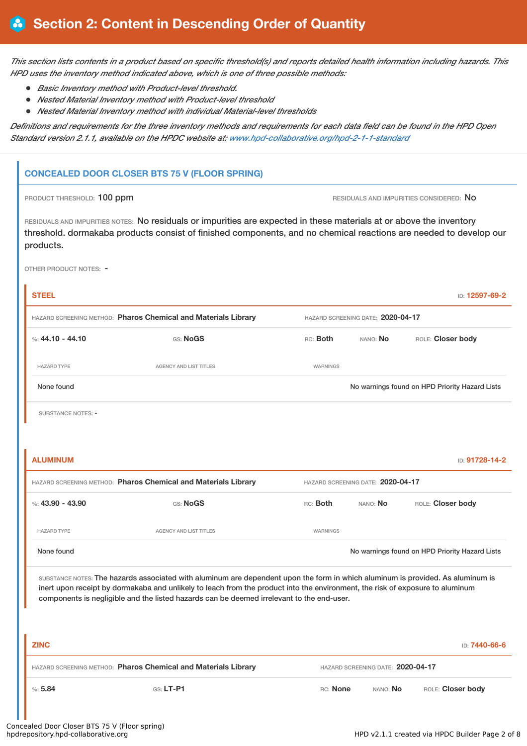# Section 2: Content in Descending Order of Quantity

*This section lists contents in a product based on specific threshold(s) and reports detailed health information including hazards. This HPD uses the inventory method indicated above, which is one of three possible methods:*

- *Basic Inventory method with Product-level threshold.*
- *Nested Material Inventory method with Product-level threshold*
- *Nested Material Inventory method with individual Material-level thresholds*

*Definitions and requirements for the three inventory methods and requirements for each data field can be found in the HPD Open Standard version 2.1.1, available on the HPDC website at: www.hpd-collaborative.org/hpd-2-1-1-standard*

## CONCEALED DOOR CLOSER BTS 75 V (FLOOR SPRING)

PRODUCT THRESHOLD: 100 ppm

RESIDUALS AND IMPURITIES CONSIDERED: No

RESIDUALS AND IMPURITIES NOTES: No residuals or impurities are expected in these materials at or above the inventory threshold. dormakaba products consist of finished components, and no chemical reactions are needed to develop our products.

OTHER PRODUCT NOTES: -

### STEEL

ID: 12597-69-2

HAZARD SCREENING METHOD: **Pharos Chemical and Materials Library** HAZARD SCREENING DATE: **2020-04-17**

%: **44.10 - 44.10** GS: **NoGS** RC: **Both** NANO: **No** ROLE: **Closer body**

| HAZARD TYPE | AGENCY AND LIST TITLES | WARNINGS |
|---|---|---|
| None found | | No warnings found on HPD Priority Hazard Lists |

SUBSTANCE NOTES: -

### ALUMINUM

ID: 91728-14-2

HAZARD SCREENING METHOD: **Pharos Chemical and Materials Library** HAZARD SCREENING DATE: **2020-04-17**

%: **43.90 - 43.90** GS: **NoGS** RC: **Both** NANO: **No** ROLE: **Closer body**

| HAZARD TYPE | AGENCY AND LIST TITLES | WARNINGS |
|---|---|---|
| None found | | No warnings found on HPD Priority Hazard Lists |

SUBSTANCE NOTES: The hazards associated with aluminum are dependent upon the form in which aluminum is provided. As aluminum is inert upon receipt by dormakaba and unlikely to leach from the product into the environment, the risk of exposure to aluminum components is negligible and the listed hazards can be deemed irrelevant to the end-user.

### ZINC

ID: 7440-66-6

HAZARD SCREENING METHOD: **Pharos Chemical and Materials Library** HAZARD SCREENING DATE: **2020-04-17**

%: **5.84** GS: **LT-P1** RC: **None** NANO: **No** ROLE: **Closer body**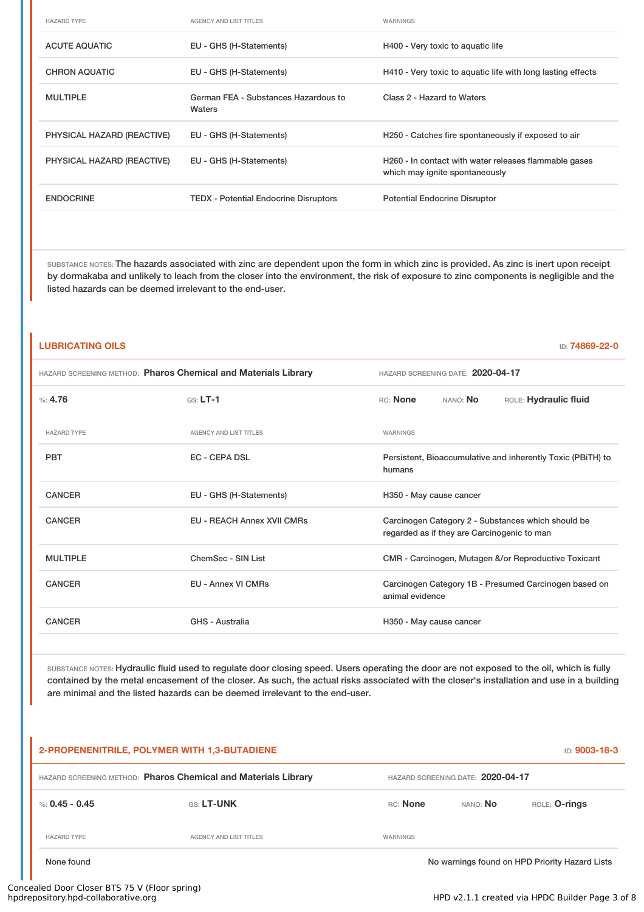| HAZARD TYPE | AGENCY AND LIST TITLES | WARNINGS |
|---|---|---|
| ACUTE AQUATIC | EU - GHS (H-Statements) | H400 - Very toxic to aquatic life |
| CHRON AQUATIC | EU - GHS (H-Statements) | H410 - Very toxic to aquatic life with long lasting effects |
| MULTIPLE | German FEA - Substances Hazardous to Waters | Class 2 - Hazard to Waters |
| PHYSICAL HAZARD (REACTIVE) | EU - GHS (H-Statements) | H250 - Catches fire spontaneously if exposed to air |
| PHYSICAL HAZARD (REACTIVE) | EU - GHS (H-Statements) | H260 - In contact with water releases flammable gases which may ignite spontaneously |
| ENDOCRINE | TEDX - Potential Endocrine Disruptors | Potential Endocrine Disruptor |

SUBSTANCE NOTES: The hazards associated with zinc are dependent upon the form in which zinc is provided. As zinc is inert upon receipt by dormakaba and unlikely to leach from the closer into the environment, the risk of exposure to zinc components is negligible and the listed hazards can be deemed irrelevant to the end-user.

## LUBRICATING OILS

ID: **74869-22-0**

HAZARD SCREENING METHOD: **Pharos Chemical and Materials Library** HAZARD SCREENING DATE: **2020-04-17**

%: **4.76** GS: **LT-1** RC: **None** NANO: **No** ROLE: **Hydraulic fluid**

| HAZARD TYPE | AGENCY AND LIST TITLES | WARNINGS |
|---|---|---|
| PBT | EC - CEPA DSL | Persistent, Bioaccumulative and inherently Toxic (PBiTH) to humans |
| CANCER | EU - GHS (H-Statements) | H350 - May cause cancer |
| CANCER | EU - REACH Annex XVII CMRs | Carcinogen Category 2 - Substances which should be regarded as if they are Carcinogenic to man |
| MULTIPLE | ChemSec - SIN List | CMR - Carcinogen, Mutagen &/or Reproductive Toxicant |
| CANCER | EU - Annex VI CMRs | Carcinogen Category 1B - Presumed Carcinogen based on animal evidence |
| CANCER | GHS - Australia | H350 - May cause cancer |

SUBSTANCE NOTES: Hydraulic fluid used to regulate door closing speed. Users operating the door are not exposed to the oil, which is fully contained by the metal encasement of the closer. As such, the actual risks associated with the closer's installation and use in a building are minimal and the listed hazards can be deemed irrelevant to the end-user.

## 2-PROPENENITRILE, POLYMER WITH 1,3-BUTADIENE

ID: **9003-18-3**

HAZARD SCREENING METHOD: **Pharos Chemical and Materials Library** HAZARD SCREENING DATE: **2020-04-17**

%: **0.45 - 0.45** GS: **LT-UNK** RC: **None** NANO: **No** ROLE: **O-rings**

| HAZARD TYPE | AGENCY AND LIST TITLES | WARNINGS |
|---|---|---|
| None found | | No warnings found on HPD Priority Hazard Lists |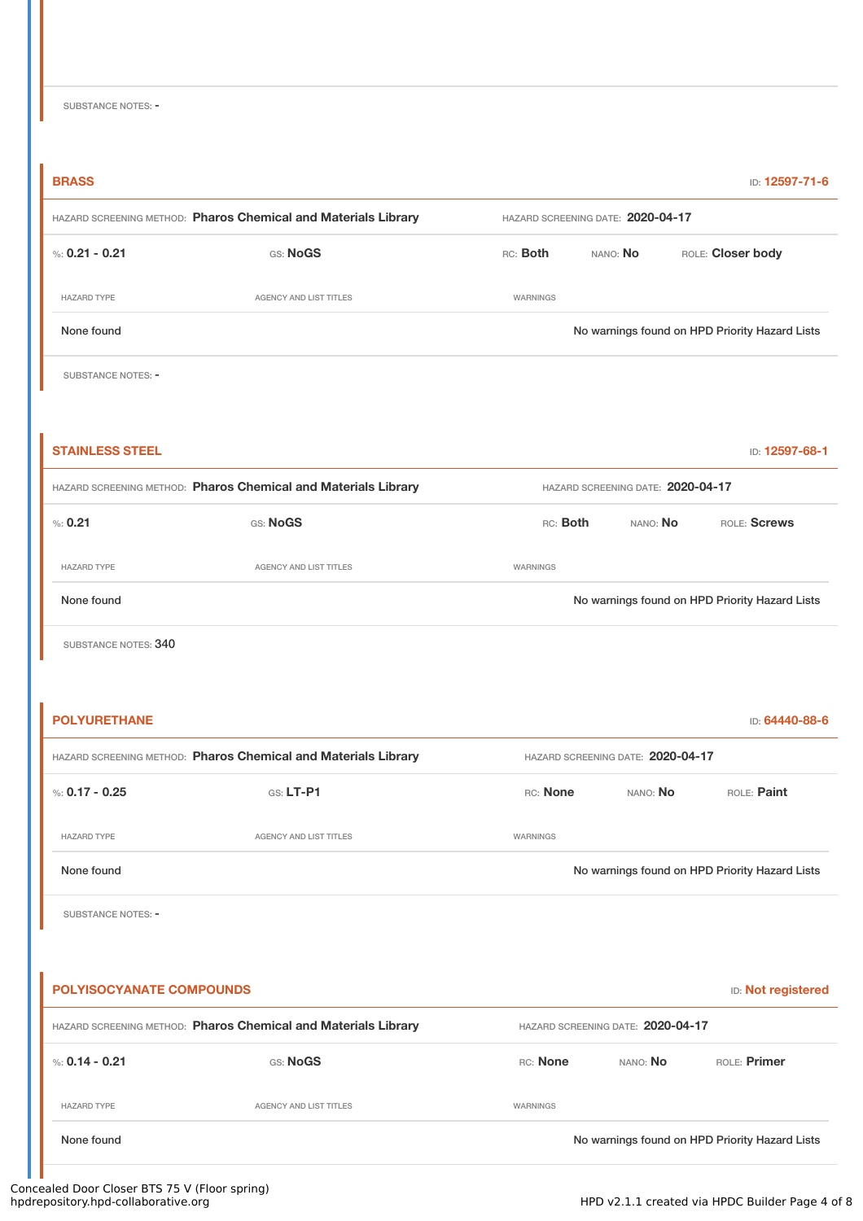SUBSTANCE NOTES: -

## BRASS

ID: 12597-71-6

HAZARD SCREENING METHOD: **Pharos Chemical and Materials Library** HAZARD SCREENING DATE: **2020-04-17**

%: **0.21 - 0.21** GS: **NoGS** RC: **Both** NANO: **No** ROLE: **Closer body**

| HAZARD TYPE | AGENCY AND LIST TITLES | WARNINGS |
|---|---|---|
| None found | | No warnings found on HPD Priority Hazard Lists |

SUBSTANCE NOTES: -

## STAINLESS STEEL

ID: 12597-68-1

HAZARD SCREENING METHOD: **Pharos Chemical and Materials Library** HAZARD SCREENING DATE: **2020-04-17**

%: **0.21** GS: **NoGS** RC: **Both** NANO: **No** ROLE: **Screws**

| HAZARD TYPE | AGENCY AND LIST TITLES | WARNINGS |
|---|---|---|
| None found | | No warnings found on HPD Priority Hazard Lists |

SUBSTANCE NOTES: 340

## POLYURETHANE

ID: 64440-88-6

HAZARD SCREENING METHOD: **Pharos Chemical and Materials Library** HAZARD SCREENING DATE: **2020-04-17**

%: **0.17 - 0.25** GS: **LT-P1** RC: **None** NANO: **No** ROLE: **Paint**

| HAZARD TYPE | AGENCY AND LIST TITLES | WARNINGS |
|---|---|---|
| None found | | No warnings found on HPD Priority Hazard Lists |

SUBSTANCE NOTES: -

## POLYISOCYANATE COMPOUNDS

ID: Not registered

HAZARD SCREENING METHOD: **Pharos Chemical and Materials Library** HAZARD SCREENING DATE: **2020-04-17**

%: **0.14 - 0.21** GS: **NoGS** RC: **None** NANO: **No** ROLE: **Primer**

| HAZARD TYPE | AGENCY AND LIST TITLES | WARNINGS |
|---|---|---|
| None found | | No warnings found on HPD Priority Hazard Lists |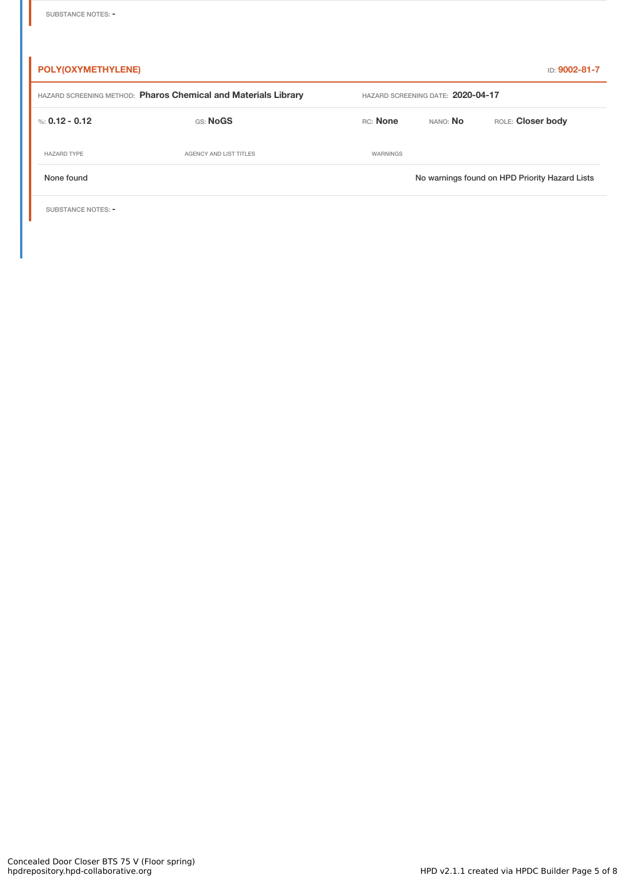SUBSTANCE NOTES: -

## POLY(OXYMETHYLENE)

ID: **9002-81-7**

HAZARD SCREENING METHOD: **Pharos Chemical and Materials Library** HAZARD SCREENING DATE: **2020-04-17**

%: **0.12 - 0.12** GS: **NoGS** RC: **None** NANO: **No** ROLE: **Closer body**

| HAZARD TYPE | AGENCY AND LIST TITLES | WARNINGS |
|---|---|---|
| None found | | No warnings found on HPD Priority Hazard Lists |

SUBSTANCE NOTES: -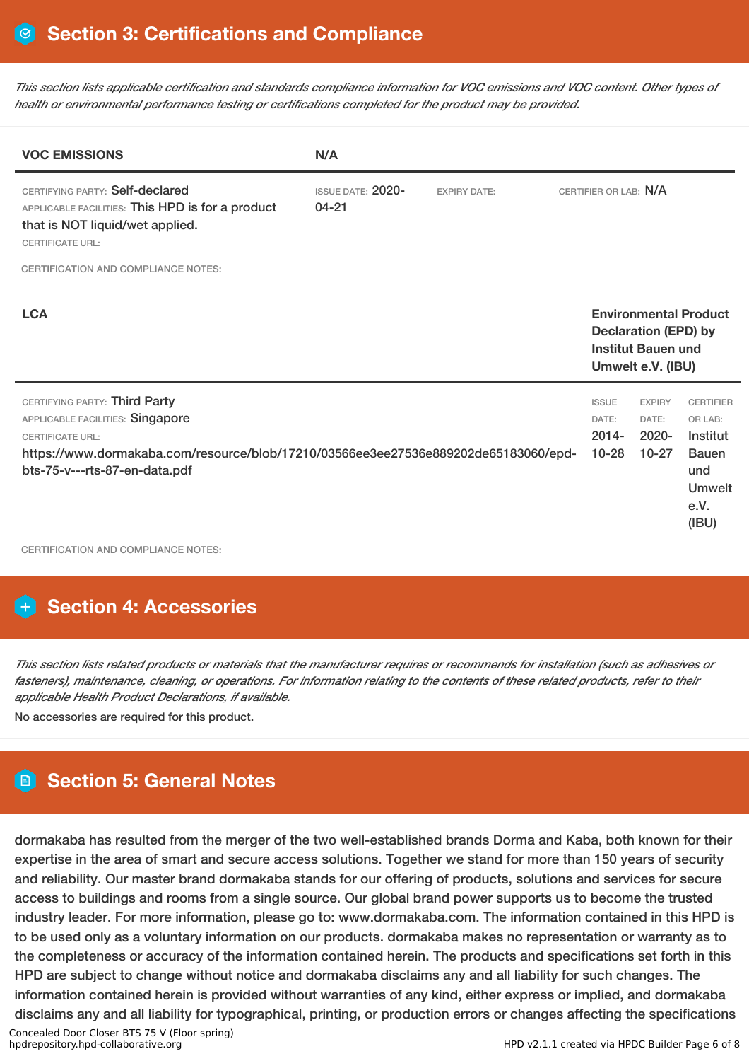## Section 3: Certifications and Compliance

*This section lists applicable certification and standards compliance information for VOC emissions and VOC content. Other types of health or environmental performance testing or certifications completed for the product may be provided.*

| VOC EMISSIONS | N/A | | |
|---|---|---|---|
| CERTIFYING PARTY: Self-declared<br>APPLICABLE FACILITIES: This HPD is for a product that is NOT liquid/wet applied.<br>CERTIFICATE URL: | ISSUE DATE: 2020-04-21 | EXPIRY DATE: | CERTIFIER OR LAB: N/A |

CERTIFICATION AND COMPLIANCE NOTES:

| LCA | Environmental Product Declaration (EPD) by Institut Bauen und Umwelt e.V. (IBU) | | |
|---|---|---|---|
| CERTIFYING PARTY: Third Party<br>APPLICABLE FACILITIES: Singapore<br>CERTIFICATE URL:<br>https://www.dormakaba.com/resource/blob/17210/03566ee3ee27536e889202de65183060/epd-bts-75-v---rts-87-en-data.pdf | ISSUE DATE: 2014-10-28 | EXPIRY DATE: 2020-10-27 | CERTIFIER OR LAB: Institut Bauen und Umwelt e.V. (IBU) |

CERTIFICATION AND COMPLIANCE NOTES:

## Section 4: Accessories

*This section lists related products or materials that the manufacturer requires or recommends for installation (such as adhesives or fasteners), maintenance, cleaning, or operations. For information relating to the contents of these related products, refer to their applicable Health Product Declarations, if available.*

No accessories are required for this product.

## Section 5: General Notes

dormakaba has resulted from the merger of the two well-established brands Dorma and Kaba, both known for their expertise in the area of smart and secure access solutions. Together we stand for more than 150 years of security and reliability. Our master brand dormakaba stands for our offering of products, solutions and services for secure access to buildings and rooms from a single source. Our global brand power supports us to become the trusted industry leader. For more information, please go to: www.dormakaba.com. The information contained in this HPD is to be used only as a voluntary information on our products. dormakaba makes no representation or warranty as to the completeness or accuracy of the information contained herein. The products and specifications set forth in this HPD are subject to change without notice and dormakaba disclaims any and all liability for such changes. The information contained herein is provided without warranties of any kind, either express or implied, and dormakaba disclaims any and all liability for typographical, printing, or production errors or changes affecting the specifications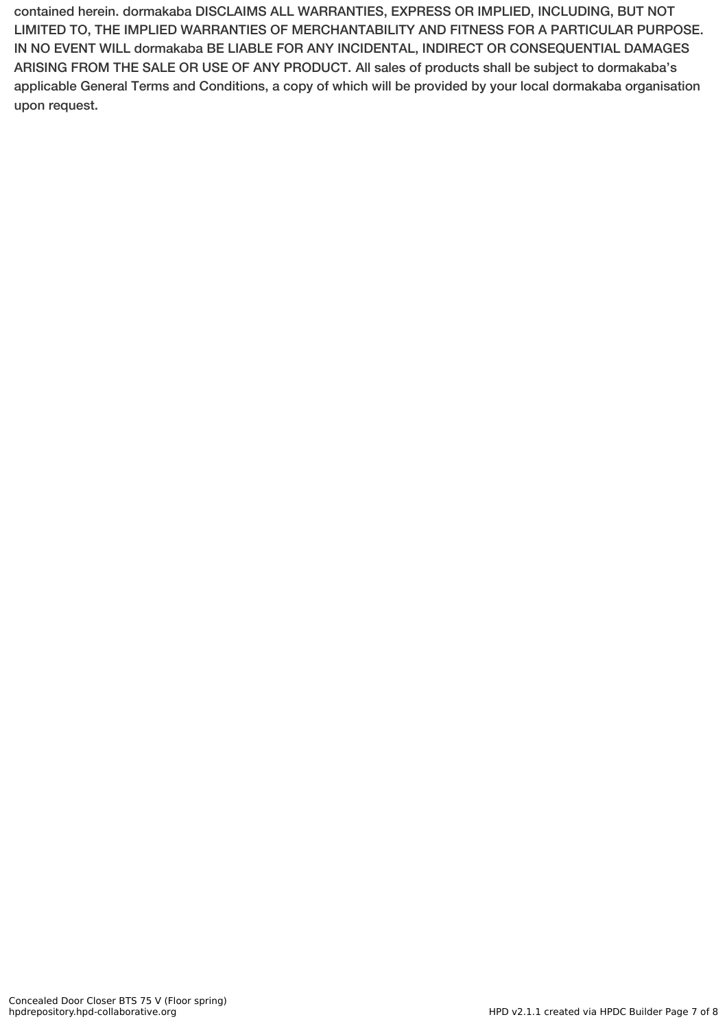contained herein. dormakaba DISCLAIMS ALL WARRANTIES, EXPRESS OR IMPLIED, INCLUDING, BUT NOT LIMITED TO, THE IMPLIED WARRANTIES OF MERCHANTABILITY AND FITNESS FOR A PARTICULAR PURPOSE. IN NO EVENT WILL dormakaba BE LIABLE FOR ANY INCIDENTAL, INDIRECT OR CONSEQUENTIAL DAMAGES ARISING FROM THE SALE OR USE OF ANY PRODUCT. All sales of products shall be subject to dormakaba's applicable General Terms and Conditions, a copy of which will be provided by your local dormakaba organisation upon request.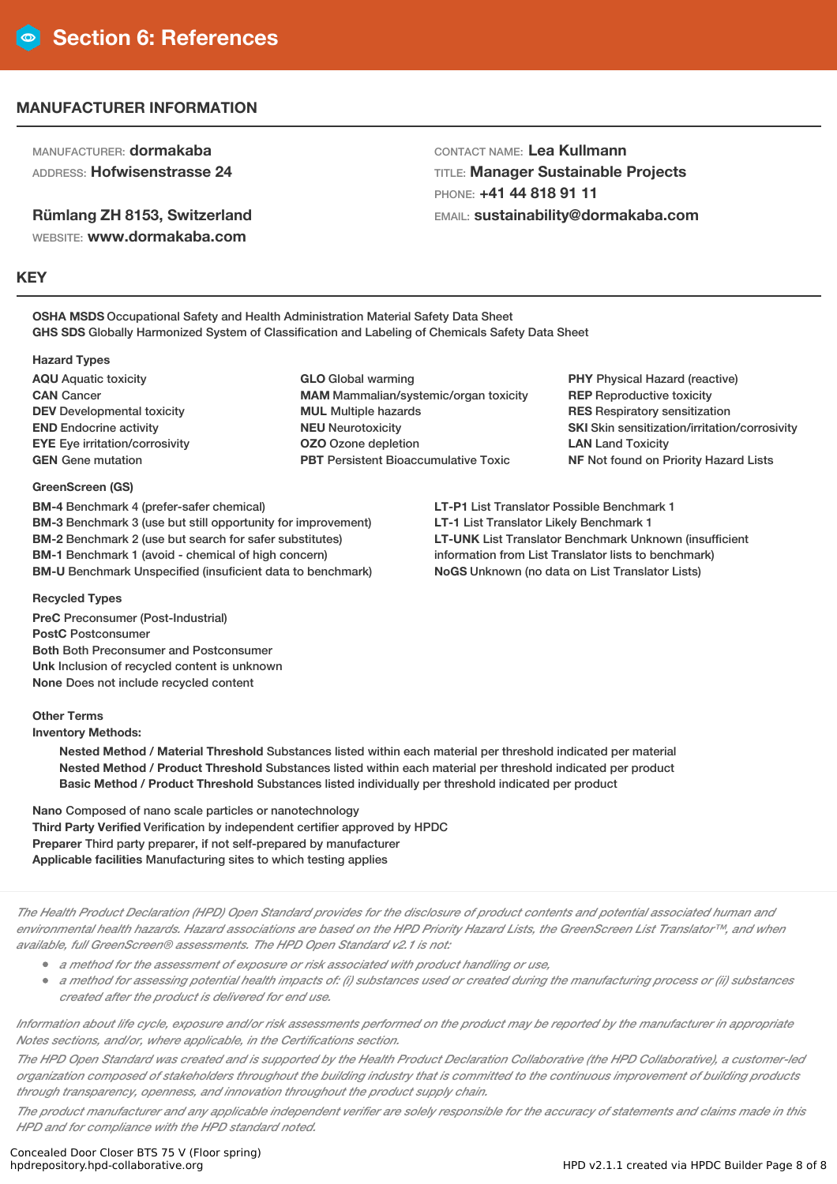# Section 6: References

## MANUFACTURER INFORMATION

MANUFACTURER: **dormakaba**
ADDRESS: **Hofwisenstrasse 24**

**Rümlang ZH 8153, Switzerland**
WEBSITE: **www.dormakaba.com**

CONTACT NAME: **Lea Kullmann**
TITLE: **Manager Sustainable Projects**
PHONE: **+41 44 818 91 11**
EMAIL: **sustainability@dormakaba.com**

## KEY

**OSHA MSDS** Occupational Safety and Health Administration Material Safety Data Sheet
**GHS SDS** Globally Harmonized System of Classification and Labeling of Chemicals Safety Data Sheet

**Hazard Types**

**AQU** Aquatic toxicity
**CAN** Cancer
**DEV** Developmental toxicity
**END** Endocrine activity
**EYE** Eye irritation/corrosivity
**GEN** Gene mutation
**GLO** Global warming
**MAM** Mammalian/systemic/organ toxicity
**MUL** Multiple hazards
**NEU** Neurotoxicity
**OZO** Ozone depletion
**PBT** Persistent Bioaccumulative Toxic
**PHY** Physical Hazard (reactive)
**REP** Reproductive toxicity
**RES** Respiratory sensitization
**SKI** Skin sensitization/irritation/corrosivity
**LAN** Land Toxicity
**NF** Not found on Priority Hazard Lists

**GreenScreen (GS)**

**BM-4** Benchmark 4 (prefer-safer chemical)
**BM-3** Benchmark 3 (use but still opportunity for improvement)
**BM-2** Benchmark 2 (use but search for safer substitutes)
**BM-1** Benchmark 1 (avoid - chemical of high concern)
**BM-U** Benchmark Unspecified (insuficient data to benchmark)
**LT-P1** List Translator Possible Benchmark 1
**LT-1** List Translator Likely Benchmark 1
**LT-UNK** List Translator Benchmark Unknown (insufficient information from List Translator lists to benchmark)
**NoGS** Unknown (no data on List Translator Lists)

**Recycled Types**

**PreC** Preconsumer (Post-Industrial)
**PostC** Postconsumer
**Both** Both Preconsumer and Postconsumer
**Unk** Inclusion of recycled content is unknown
**None** Does not include recycled content

**Other Terms**
**Inventory Methods:**

- **Nested Method / Material Threshold** Substances listed within each material per threshold indicated per material
- **Nested Method / Product Threshold** Substances listed within each material per threshold indicated per product
- **Basic Method / Product Threshold** Substances listed individually per threshold indicated per product

**Nano** Composed of nano scale particles or nanotechnology
**Third Party Verified** Verification by independent certifier approved by HPDC
**Preparer** Third party preparer, if not self-prepared by manufacturer
**Applicable facilities** Manufacturing sites to which testing applies

*The Health Product Declaration (HPD) Open Standard provides for the disclosure of product contents and potential associated human and environmental health hazards. Hazard associations are based on the HPD Priority Hazard Lists, the GreenScreen List Translator™, and when available, full GreenScreen® assessments. The HPD Open Standard v2.1 is not:*

- *a method for the assessment of exposure or risk associated with product handling or use,*
- *a method for assessing potential health impacts of: (i) substances used or created during the manufacturing process or (ii) substances created after the product is delivered for end use.*

*Information about life cycle, exposure and/or risk assessments performed on the product may be reported by the manufacturer in appropriate Notes sections, and/or, where applicable, in the Certifications section.*

*The HPD Open Standard was created and is supported by the Health Product Declaration Collaborative (the HPD Collaborative), a customer-led organization composed of stakeholders throughout the building industry that is committed to the continuous improvement of building products through transparency, openness, and innovation throughout the product supply chain.*

*The product manufacturer and any applicable independent verifier are solely responsible for the accuracy of statements and claims made in this HPD and for compliance with the HPD standard noted.*